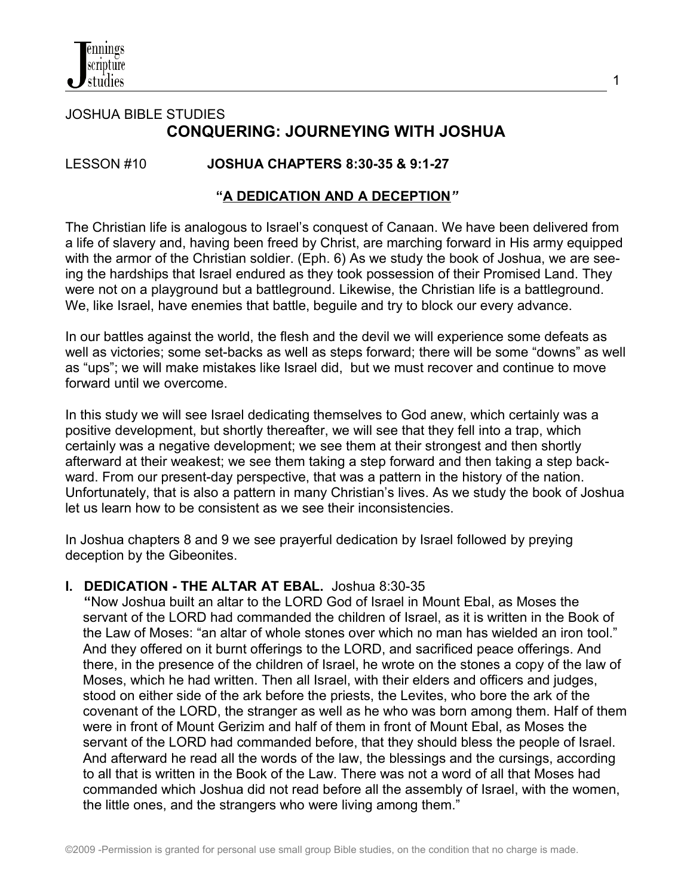JOSHUA BIBLE STUDIES

# CONQUERING: JOURNEYING WITH JOSHUA

LESSON #10 **JOSHUA CHAPTERS 8:30-35 & 9:1-27**

## "A DEDICATION AND A DECEPTION"

The Christian life is analogous to Israel's conquest of Canaan. We have been delivered from a life of slavery and, having been freed by Christ, are marching forward in His army equipped with the armor of the Christian soldier. (Eph. 6) As we study the book of Joshua, we are seeing the hardships that Israel endured as they took possession of their Promised Land. They were not on a playground but a battleground. Likewise, the Christian life is a battleground. We, like Israel, have enemies that battle, beguile and try to block our every advance.

In our battles against the world, the flesh and the devil we will experience some defeats as well as victories; some set-backs as well as steps forward; there will be some "downs" as well as "ups"; we will make mistakes like Israel did, but we must recover and continue to move forward until we overcome.

In this study we will see Israel dedicating themselves to God anew, which certainly was a positive development, but shortly thereafter, we will see that they fell into a trap, which certainly was a negative development; we see them at their strongest and then shortly afterward at their weakest; we see them taking a step forward and then taking a step backward. From our present-day perspective, that was a pattern in the history of the nation. Unfortunately, that is also a pattern in many Christian's lives. As we study the book of Joshua let us learn how to be consistent as we see their inconsistencies.

In Joshua chapters 8 and 9 we see prayerful dedication by Israel followed by preying deception by the Gibeonites.

**I. DEDICATION - THE ALTAR AT EBAL.** Joshua 8:30-35

"Now Joshua built an altar to the LORD God of Israel in Mount Ebal, as Moses the servant of the LORD had commanded the children of Israel, as it is written in the Book of the Law of Moses: "an altar of whole stones over which no man has wielded an iron tool." And they offered on it burnt offerings to the LORD, and sacrificed peace offerings. And there, in the presence of the children of Israel, he wrote on the stones a copy of the law of Moses, which he had written. Then all Israel, with their elders and officers and judges, stood on either side of the ark before the priests, the Levites, who bore the ark of the covenant of the LORD, the stranger as well as he who was born among them. Half of them were in front of Mount Gerizim and half of them in front of Mount Ebal, as Moses the servant of the LORD had commanded before, that they should bless the people of Israel. And afterward he read all the words of the law, the blessings and the cursings, according to all that is written in the Book of the Law. There was not a word of all that Moses had commanded which Joshua did not read before all the assembly of Israel, with the women, the little ones, and the strangers who were living among them."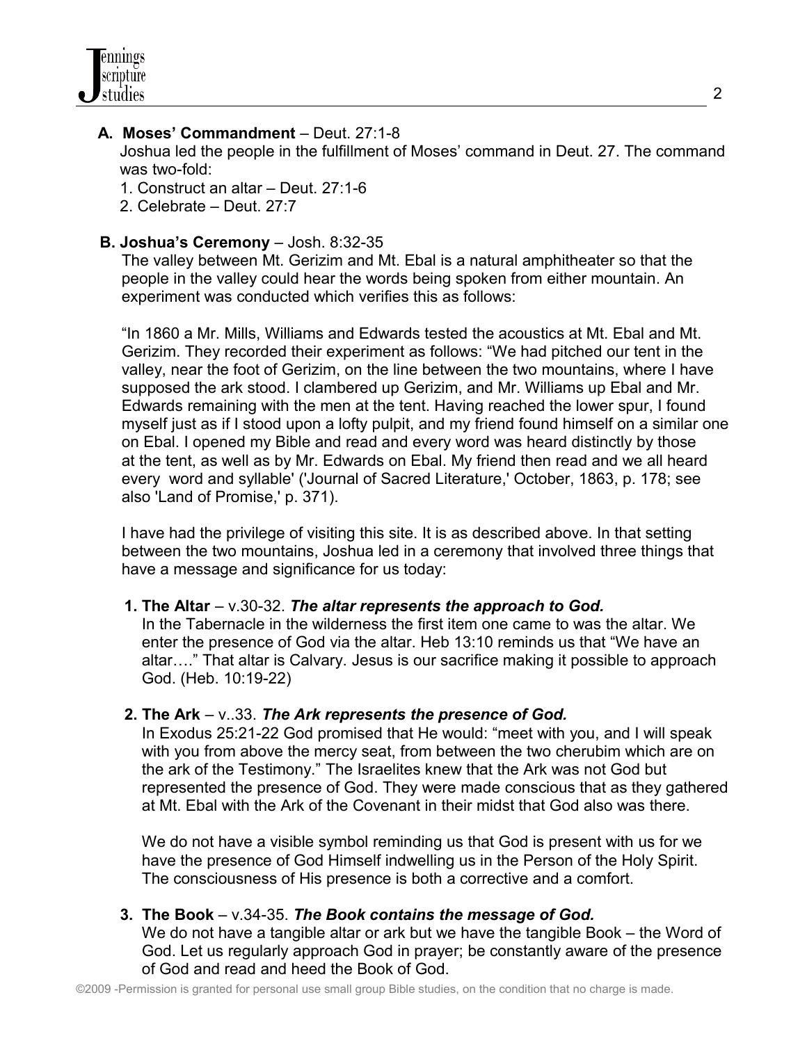## A. Moses' Commandment – Deut. 27:1-8

Joshua led the people in the fulfillment of Moses' command in Deut. 27. The command was two-fold:

1. Construct an altar – Deut. 27:1-6
2. Celebrate – Deut. 27:7

## B. Joshua's Ceremony – Josh. 8:32-35

The valley between Mt. Gerizim and Mt. Ebal is a natural amphitheater so that the people in the valley could hear the words being spoken from either mountain. An experiment was conducted which verifies this as follows:

"In 1860 a Mr. Mills, Williams and Edwards tested the acoustics at Mt. Ebal and Mt. Gerizim. They recorded their experiment as follows: "We had pitched our tent in the valley, near the foot of Gerizim, on the line between the two mountains, where I have supposed the ark stood. I clambered up Gerizim, and Mr. Williams up Ebal and Mr. Edwards remaining with the men at the tent. Having reached the lower spur, I found myself just as if I stood upon a lofty pulpit, and my friend found himself on a similar one on Ebal. I opened my Bible and read and every word was heard distinctly by those at the tent, as well as by Mr. Edwards on Ebal. My friend then read and we all heard every word and syllable' ('Journal of Sacred Literature,' October, 1863, p. 178; see also 'Land of Promise,' p. 371).

I have had the privilege of visiting this site. It is as described above. In that setting between the two mountains, Joshua led in a ceremony that involved three things that have a message and significance for us today:

**1. The Altar** – v.30-32. ***The altar represents the approach to God.***
In the Tabernacle in the wilderness the first item one came to was the altar. We enter the presence of God via the altar. Heb 13:10 reminds us that "We have an altar…." That altar is Calvary. Jesus is our sacrifice making it possible to approach God. (Heb. 10:19-22)

**2. The Ark** – v..33. ***The Ark represents the presence of God.***
In Exodus 25:21-22 God promised that He would: "meet with you, and I will speak with you from above the mercy seat, from between the two cherubim which are on the ark of the Testimony." The Israelites knew that the Ark was not God but represented the presence of God. They were made conscious that as they gathered at Mt. Ebal with the Ark of the Covenant in their midst that God also was there.

We do not have a visible symbol reminding us that God is present with us for we have the presence of God Himself indwelling us in the Person of the Holy Spirit. The consciousness of His presence is both a corrective and a comfort.

**3. The Book** – v.34-35. ***The Book contains the message of God.***
We do not have a tangible altar or ark but we have the tangible Book – the Word of God. Let us regularly approach God in prayer; be constantly aware of the presence of God and read and heed the Book of God.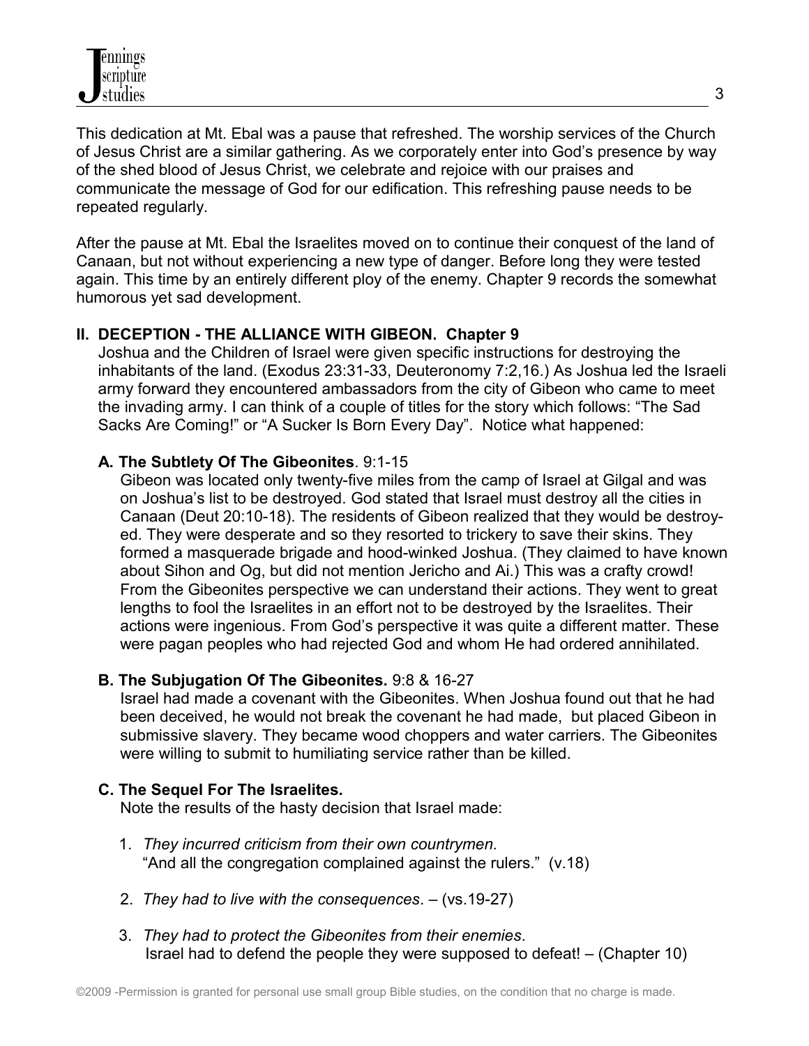This dedication at Mt. Ebal was a pause that refreshed. The worship services of the Church of Jesus Christ are a similar gathering. As we corporately enter into God's presence by way of the shed blood of Jesus Christ, we celebrate and rejoice with our praises and communicate the message of God for our edification. This refreshing pause needs to be repeated regularly.

After the pause at Mt. Ebal the Israelites moved on to continue their conquest of the land of Canaan, but not without experiencing a new type of danger. Before long they were tested again. This time by an entirely different ploy of the enemy. Chapter 9 records the somewhat humorous yet sad development.

## II. DECEPTION - THE ALLIANCE WITH GIBEON. Chapter 9

Joshua and the Children of Israel were given specific instructions for destroying the inhabitants of the land. (Exodus 23:31-33, Deuteronomy 7:2,16.) As Joshua led the Israeli army forward they encountered ambassadors from the city of Gibeon who came to meet the invading army. I can think of a couple of titles for the story which follows: "The Sad Sacks Are Coming!" or "A Sucker Is Born Every Day". Notice what happened:

### A. The Subtlety Of The Gibeonites. 9:1-15

Gibeon was located only twenty-five miles from the camp of Israel at Gilgal and was on Joshua's list to be destroyed. God stated that Israel must destroy all the cities in Canaan (Deut 20:10-18). The residents of Gibeon realized that they would be destroyed. They were desperate and so they resorted to trickery to save their skins. They formed a masquerade brigade and hood-winked Joshua. (They claimed to have known about Sihon and Og, but did not mention Jericho and Ai.) This was a crafty crowd! From the Gibeonites perspective we can understand their actions. They went to great lengths to fool the Israelites in an effort not to be destroyed by the Israelites. Their actions were ingenious. From God's perspective it was quite a different matter. These were pagan peoples who had rejected God and whom He had ordered annihilated.

### B. The Subjugation Of The Gibeonites. 9:8 & 16-27

Israel had made a covenant with the Gibeonites. When Joshua found out that he had been deceived, he would not break the covenant he had made, but placed Gibeon in submissive slavery. They became wood choppers and water carriers. The Gibeonites were willing to submit to humiliating service rather than be killed.

### C. The Sequel For The Israelites.

Note the results of the hasty decision that Israel made:

1. *They incurred criticism from their own countrymen.*
   "And all the congregation complained against the rulers." (v.18)

2. *They had to live with the consequences*. – (vs.19-27)

3. *They had to protect the Gibeonites from their enemies*.
   Israel had to defend the people they were supposed to defeat! – (Chapter 10)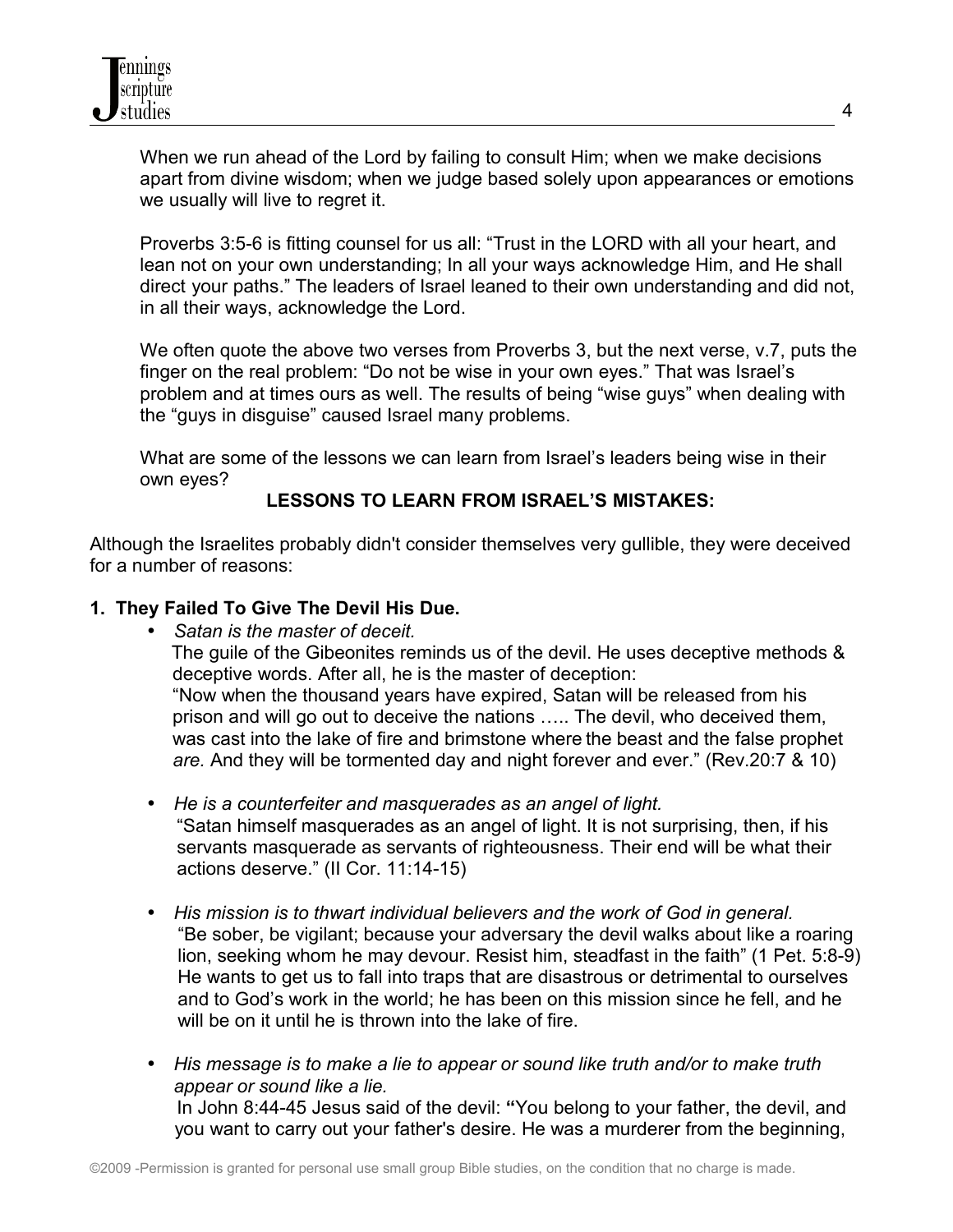When we run ahead of the Lord by failing to consult Him; when we make decisions apart from divine wisdom; when we judge based solely upon appearances or emotions we usually will live to regret it.

Proverbs 3:5-6 is fitting counsel for us all: "Trust in the LORD with all your heart, and lean not on your own understanding; In all your ways acknowledge Him, and He shall direct your paths." The leaders of Israel leaned to their own understanding and did not, in all their ways, acknowledge the Lord.

We often quote the above two verses from Proverbs 3, but the next verse, v.7, puts the finger on the real problem: "Do not be wise in your own eyes." That was Israel's problem and at times ours as well. The results of being "wise guys" when dealing with the "guys in disguise" caused Israel many problems.

What are some of the lessons we can learn from Israel's leaders being wise in their own eyes?

**LESSONS TO LEARN FROM ISRAEL'S MISTAKES:**

Although the Israelites probably didn't consider themselves very gullible, they were deceived for a number of reasons:

**1. They Failed To Give The Devil His Due.**

- *Satan is the master of deceit.*
  The guile of the Gibeonites reminds us of the devil. He uses deceptive methods & deceptive words. After all, he is the master of deception:
  "Now when the thousand years have expired, Satan will be released from his prison and will go out to deceive the nations ….. The devil, who deceived them, was cast into the lake of fire and brimstone where the beast and the false prophet *are.* And they will be tormented day and night forever and ever." (Rev.20:7 & 10)

- *He is a counterfeiter and masquerades as an angel of light.*
  "Satan himself masquerades as an angel of light. It is not surprising, then, if his servants masquerade as servants of righteousness. Their end will be what their actions deserve." (II Cor. 11:14-15)

- *His mission is to thwart individual believers and the work of God in general.*
  "Be sober, be vigilant; because your adversary the devil walks about like a roaring lion, seeking whom he may devour. Resist him, steadfast in the faith" (1 Pet. 5:8-9) He wants to get us to fall into traps that are disastrous or detrimental to ourselves and to God's work in the world; he has been on this mission since he fell, and he will be on it until he is thrown into the lake of fire.

- *His message is to make a lie to appear or sound like truth and/or to make truth appear or sound like a lie.*
  In John 8:44-45 Jesus said of the devil: **"**You belong to your father, the devil, and you want to carry out your father's desire. He was a murderer from the beginning,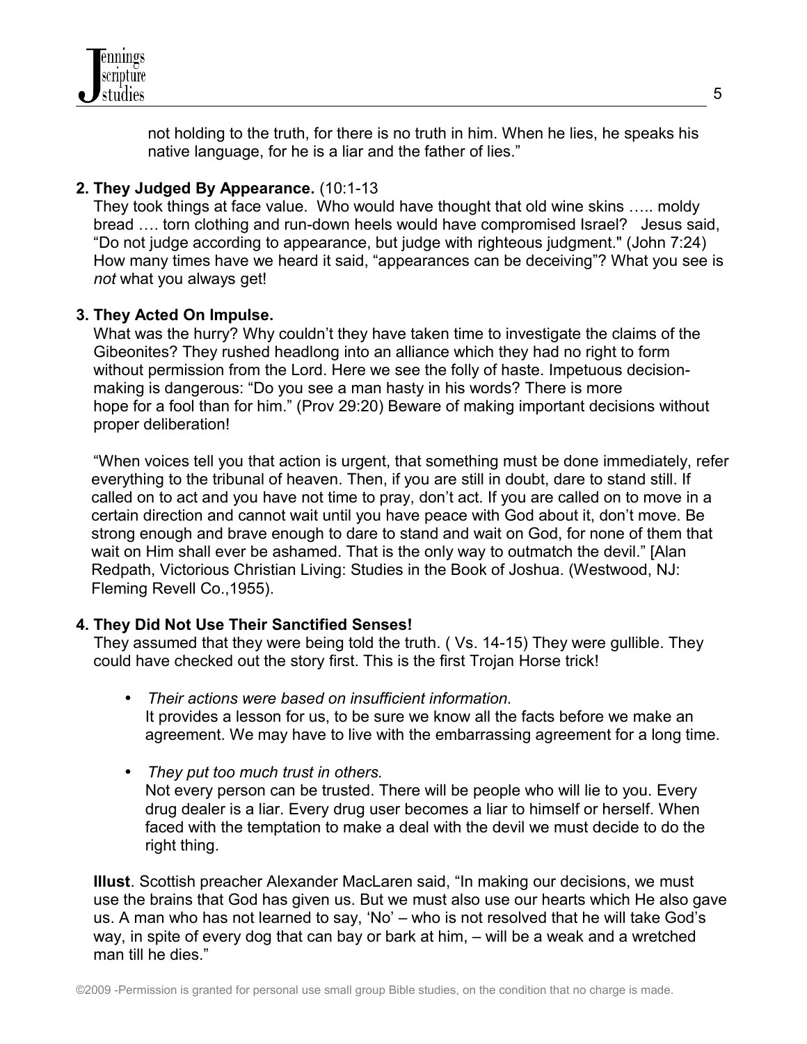not holding to the truth, for there is no truth in him. When he lies, he speaks his native language, for he is a liar and the father of lies."

**2. They Judged By Appearance.** (10:1-13

They took things at face value. Who would have thought that old wine skins ….. moldy bread …. torn clothing and run-down heels would have compromised Israel? Jesus said, "Do not judge according to appearance, but judge with righteous judgment." (John 7:24) How many times have we heard it said, "appearances can be deceiving"? What you see is *not* what you always get!

**3. They Acted On Impulse.**

What was the hurry? Why couldn't they have taken time to investigate the claims of the Gibeonites? They rushed headlong into an alliance which they had no right to form without permission from the Lord. Here we see the folly of haste. Impetuous decision-making is dangerous: "Do you see a man hasty in his words? There is more hope for a fool than for him." (Prov 29:20) Beware of making important decisions without proper deliberation!

"When voices tell you that action is urgent, that something must be done immediately, refer everything to the tribunal of heaven. Then, if you are still in doubt, dare to stand still. If called on to act and you have not time to pray, don't act. If you are called on to move in a certain direction and cannot wait until you have peace with God about it, don't move. Be strong enough and brave enough to dare to stand and wait on God, for none of them that wait on Him shall ever be ashamed. That is the only way to outmatch the devil." [Alan Redpath, Victorious Christian Living: Studies in the Book of Joshua. (Westwood, NJ: Fleming Revell Co.,1955).

**4. They Did Not Use Their Sanctified Senses!**

They assumed that they were being told the truth. ( Vs. 14-15) They were gullible. They could have checked out the story first. This is the first Trojan Horse trick!

- *Their actions were based on insufficient information.*
  It provides a lesson for us, to be sure we know all the facts before we make an agreement. We may have to live with the embarrassing agreement for a long time.

- *They put too much trust in others.*
  Not every person can be trusted. There will be people who will lie to you. Every drug dealer is a liar. Every drug user becomes a liar to himself or herself. When faced with the temptation to make a deal with the devil we must decide to do the right thing.

**Illust**. Scottish preacher Alexander MacLaren said, "In making our decisions, we must use the brains that God has given us. But we must also use our hearts which He also gave us. A man who has not learned to say, 'No' – who is not resolved that he will take God's way, in spite of every dog that can bay or bark at him, – will be a weak and a wretched man till he dies."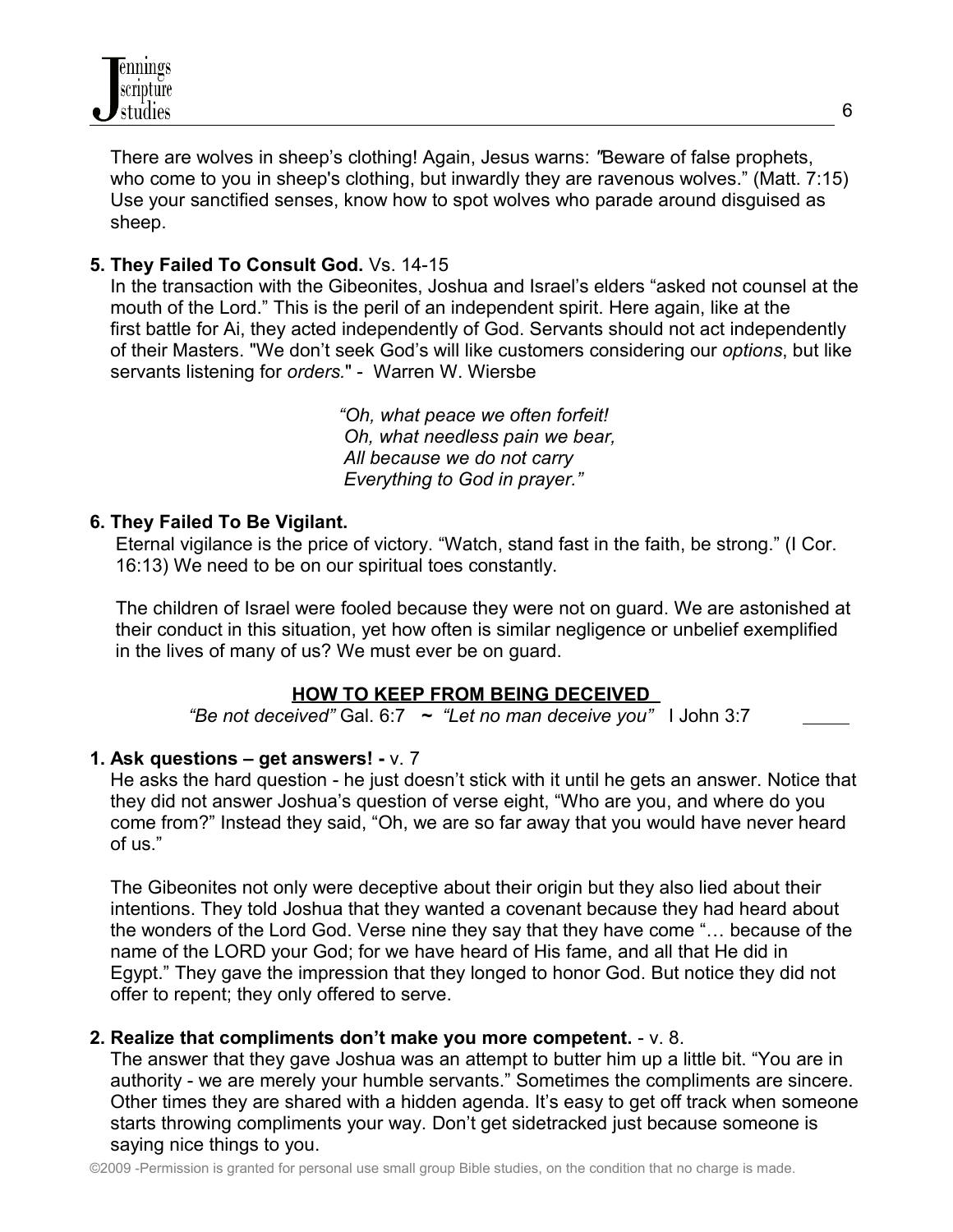There are wolves in sheep's clothing! Again, Jesus warns: "Beware of false prophets, who come to you in sheep's clothing, but inwardly they are ravenous wolves." (Matt. 7:15) Use your sanctified senses, know how to spot wolves who parade around disguised as sheep.

**5. They Failed To Consult God.** Vs. 14-15

In the transaction with the Gibeonites, Joshua and Israel's elders "asked not counsel at the mouth of the Lord." This is the peril of an independent spirit. Here again, like at the first battle for Ai, they acted independently of God. Servants should not act independently of their Masters. "We don't seek God's will like customers considering our *options*, but like servants listening for *orders.*" - Warren W. Wiersbe

> *"Oh, what peace we often forfeit!*
> *Oh, what needless pain we bear,*
> *All because we do not carry*
> *Everything to God in prayer."*

**6. They Failed To Be Vigilant.**

Eternal vigilance is the price of victory. "Watch, stand fast in the faith, be strong." (I Cor. 16:13) We need to be on our spiritual toes constantly.

The children of Israel were fooled because they were not on guard. We are astonished at their conduct in this situation, yet how often is similar negligence or unbelief exemplified in the lives of many of us? We must ever be on guard.

## HOW TO KEEP FROM BEING DECEIVED

*"Be not deceived"* Gal. 6:7 ~ *"Let no man deceive you"* I John 3:7

**1. Ask questions – get answers! -** v. 7

He asks the hard question - he just doesn't stick with it until he gets an answer. Notice that they did not answer Joshua's question of verse eight, "Who are you, and where do you come from?" Instead they said, "Oh, we are so far away that you would have never heard of us."

The Gibeonites not only were deceptive about their origin but they also lied about their intentions. They told Joshua that they wanted a covenant because they had heard about the wonders of the Lord God. Verse nine they say that they have come "… because of the name of the LORD your God; for we have heard of His fame, and all that He did in Egypt." They gave the impression that they longed to honor God. But notice they did not offer to repent; they only offered to serve.

**2. Realize that compliments don't make you more competent.** - v. 8.

The answer that they gave Joshua was an attempt to butter him up a little bit. "You are in authority - we are merely your humble servants." Sometimes the compliments are sincere. Other times they are shared with a hidden agenda. It's easy to get off track when someone starts throwing compliments your way. Don't get sidetracked just because someone is saying nice things to you.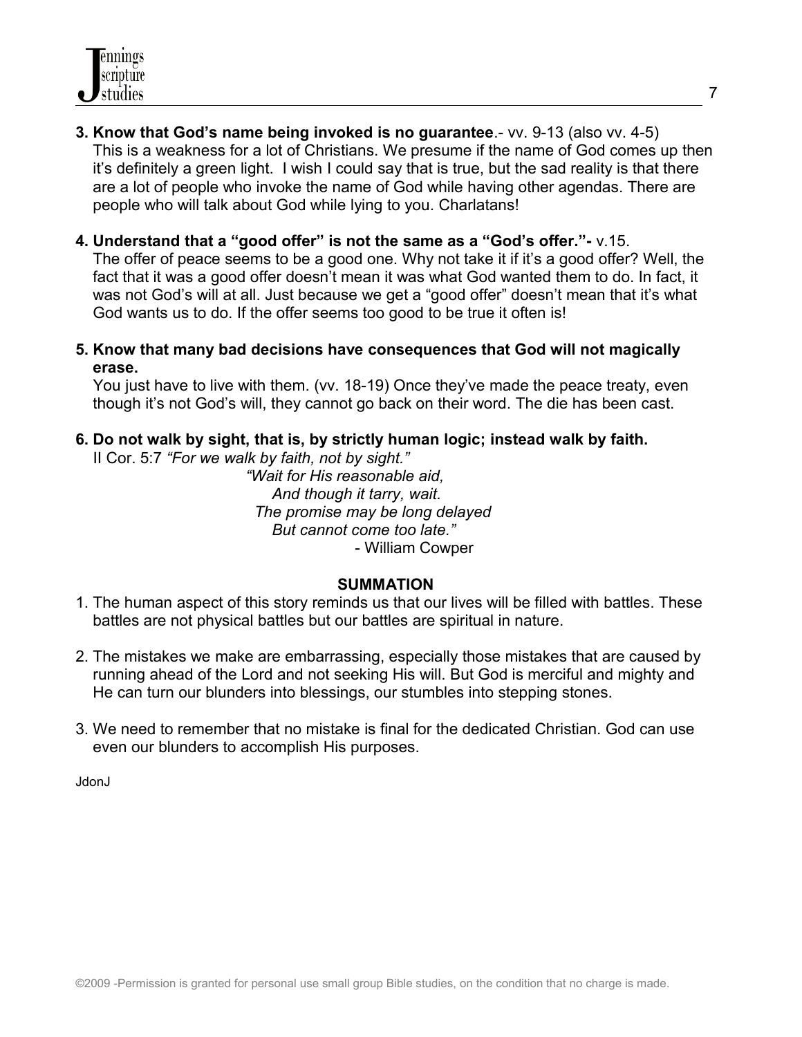3. **Know that God's name being invoked is no guarantee**.- vv. 9-13 (also vv. 4-5) This is a weakness for a lot of Christians. We presume if the name of God comes up then it's definitely a green light. I wish I could say that is true, but the sad reality is that there are a lot of people who invoke the name of God while having other agendas. There are people who will talk about God while lying to you. Charlatans!

4. **Understand that a "good offer" is not the same as a "God's offer."-** v.15. The offer of peace seems to be a good one. Why not take it if it's a good offer? Well, the fact that it was a good offer doesn't mean it was what God wanted them to do. In fact, it was not God's will at all. Just because we get a "good offer" doesn't mean that it's what God wants us to do. If the offer seems too good to be true it often is!

5. **Know that many bad decisions have consequences that God will not magically erase.** You just have to live with them. (vv. 18-19) Once they've made the peace treaty, even though it's not God's will, they cannot go back on their word. The die has been cast.

6. **Do not walk by sight, that is, by strictly human logic; instead walk by faith.** II Cor. 5:7 *"For we walk by faith, not by sight."*

   *"Wait for His reasonable aid,*
   *And though it tarry, wait.*
   *The promise may be long delayed*
   *But cannot come too late."*
   - William Cowper

**SUMMATION**

1. The human aspect of this story reminds us that our lives will be filled with battles. These battles are not physical battles but our battles are spiritual in nature.

2. The mistakes we make are embarrassing, especially those mistakes that are caused by running ahead of the Lord and not seeking His will. But God is merciful and mighty and He can turn our blunders into blessings, our stumbles into stepping stones.

3. We need to remember that no mistake is final for the dedicated Christian. God can use even our blunders to accomplish His purposes.

JdonJ

©2009 -Permission is granted for personal use small group Bible studies, on the condition that no charge is made.